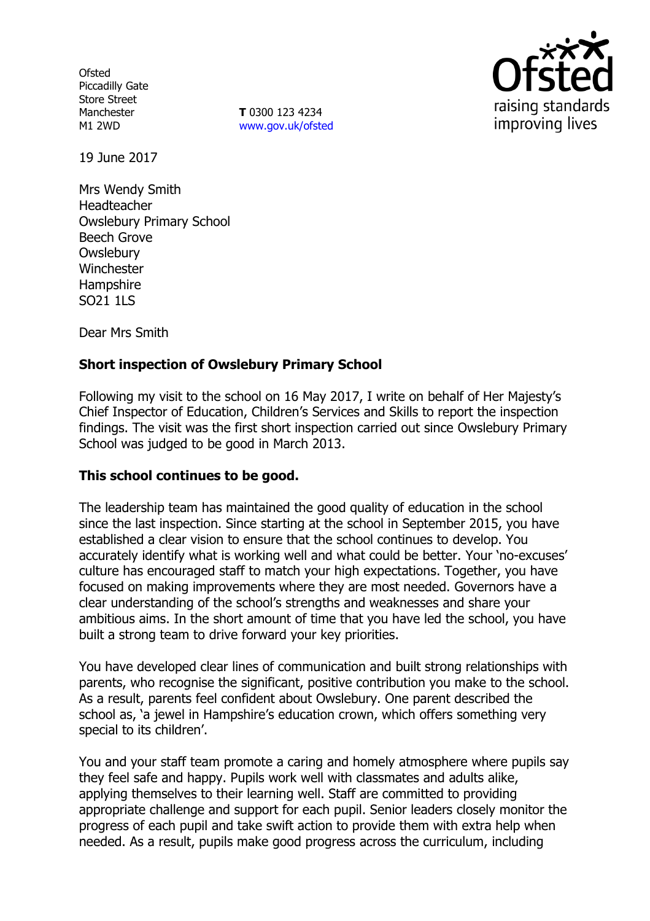Ofsted
Piccadilly Gate
Store Street
Manchester
M1 2WD

**T** 0300 123 4234
www.gov.uk/ofsted

raising standards
improving lives

19 June 2017

Mrs Wendy Smith
Headteacher
Owslebury Primary School
Beech Grove
Owslebury
Winchester
Hampshire
SO21 1LS

Dear Mrs Smith

**Short inspection of Owslebury Primary School**

Following my visit to the school on 16 May 2017, I write on behalf of Her Majesty's Chief Inspector of Education, Children's Services and Skills to report the inspection findings. The visit was the first short inspection carried out since Owslebury Primary School was judged to be good in March 2013.

**This school continues to be good.**

The leadership team has maintained the good quality of education in the school since the last inspection. Since starting at the school in September 2015, you have established a clear vision to ensure that the school continues to develop. You accurately identify what is working well and what could be better. Your 'no-excuses' culture has encouraged staff to match your high expectations. Together, you have focused on making improvements where they are most needed. Governors have a clear understanding of the school's strengths and weaknesses and share your ambitious aims. In the short amount of time that you have led the school, you have built a strong team to drive forward your key priorities.

You have developed clear lines of communication and built strong relationships with parents, who recognise the significant, positive contribution you make to the school. As a result, parents feel confident about Owslebury. One parent described the school as, 'a jewel in Hampshire's education crown, which offers something very special to its children'.

You and your staff team promote a caring and homely atmosphere where pupils say they feel safe and happy. Pupils work well with classmates and adults alike, applying themselves to their learning well. Staff are committed to providing appropriate challenge and support for each pupil. Senior leaders closely monitor the progress of each pupil and take swift action to provide them with extra help when needed. As a result, pupils make good progress across the curriculum, including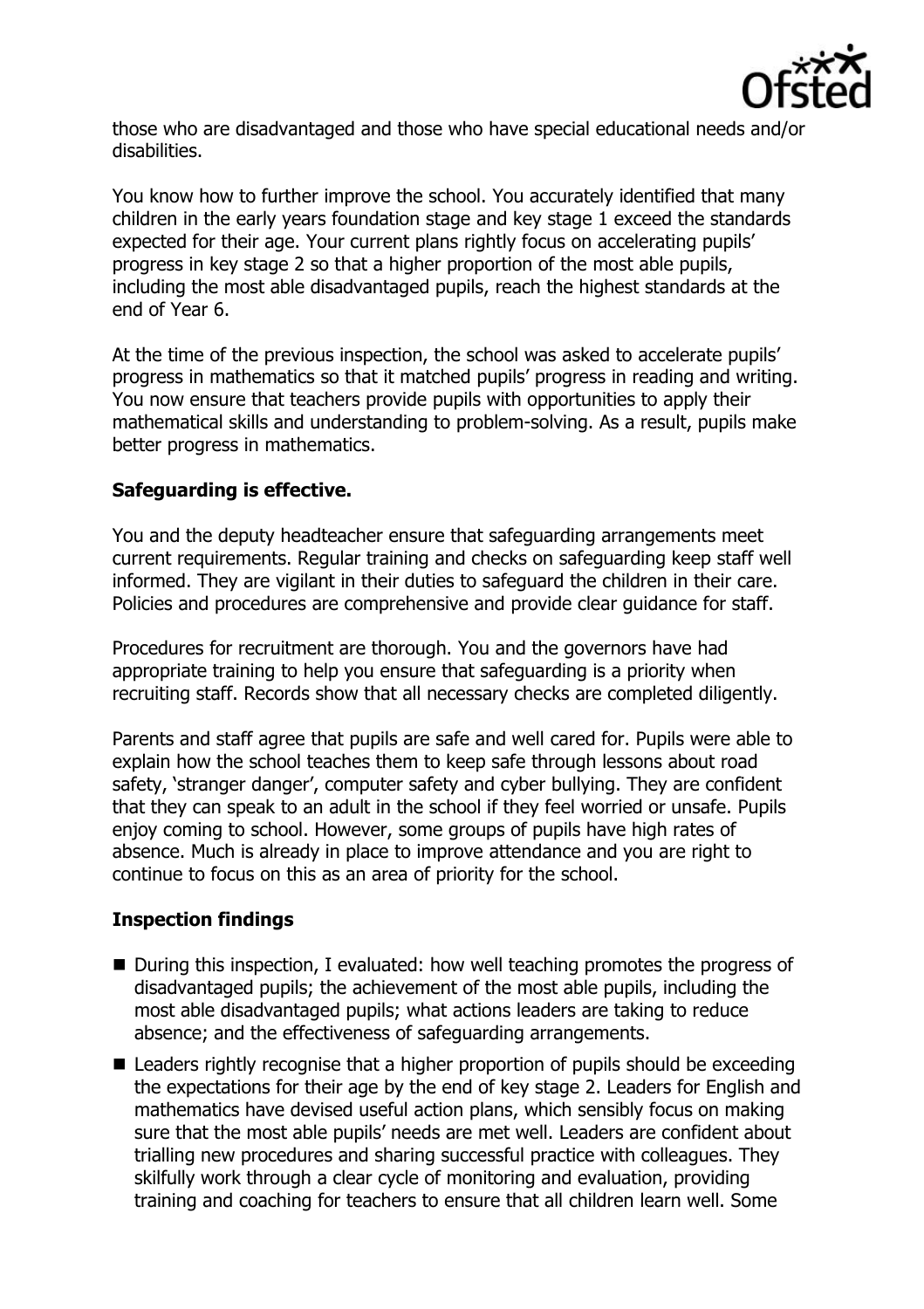those who are disadvantaged and those who have special educational needs and/or disabilities.

You know how to further improve the school. You accurately identified that many children in the early years foundation stage and key stage 1 exceed the standards expected for their age. Your current plans rightly focus on accelerating pupils' progress in key stage 2 so that a higher proportion of the most able pupils, including the most able disadvantaged pupils, reach the highest standards at the end of Year 6.

At the time of the previous inspection, the school was asked to accelerate pupils' progress in mathematics so that it matched pupils' progress in reading and writing. You now ensure that teachers provide pupils with opportunities to apply their mathematical skills and understanding to problem-solving. As a result, pupils make better progress in mathematics.

## Safeguarding is effective.

You and the deputy headteacher ensure that safeguarding arrangements meet current requirements. Regular training and checks on safeguarding keep staff well informed. They are vigilant in their duties to safeguard the children in their care. Policies and procedures are comprehensive and provide clear guidance for staff.

Procedures for recruitment are thorough. You and the governors have had appropriate training to help you ensure that safeguarding is a priority when recruiting staff. Records show that all necessary checks are completed diligently.

Parents and staff agree that pupils are safe and well cared for. Pupils were able to explain how the school teaches them to keep safe through lessons about road safety, 'stranger danger', computer safety and cyber bullying. They are confident that they can speak to an adult in the school if they feel worried or unsafe. Pupils enjoy coming to school. However, some groups of pupils have high rates of absence. Much is already in place to improve attendance and you are right to continue to focus on this as an area of priority for the school.

## Inspection findings

- During this inspection, I evaluated: how well teaching promotes the progress of disadvantaged pupils; the achievement of the most able pupils, including the most able disadvantaged pupils; what actions leaders are taking to reduce absence; and the effectiveness of safeguarding arrangements.
- Leaders rightly recognise that a higher proportion of pupils should be exceeding the expectations for their age by the end of key stage 2. Leaders for English and mathematics have devised useful action plans, which sensibly focus on making sure that the most able pupils' needs are met well. Leaders are confident about trialling new procedures and sharing successful practice with colleagues. They skilfully work through a clear cycle of monitoring and evaluation, providing training and coaching for teachers to ensure that all children learn well. Some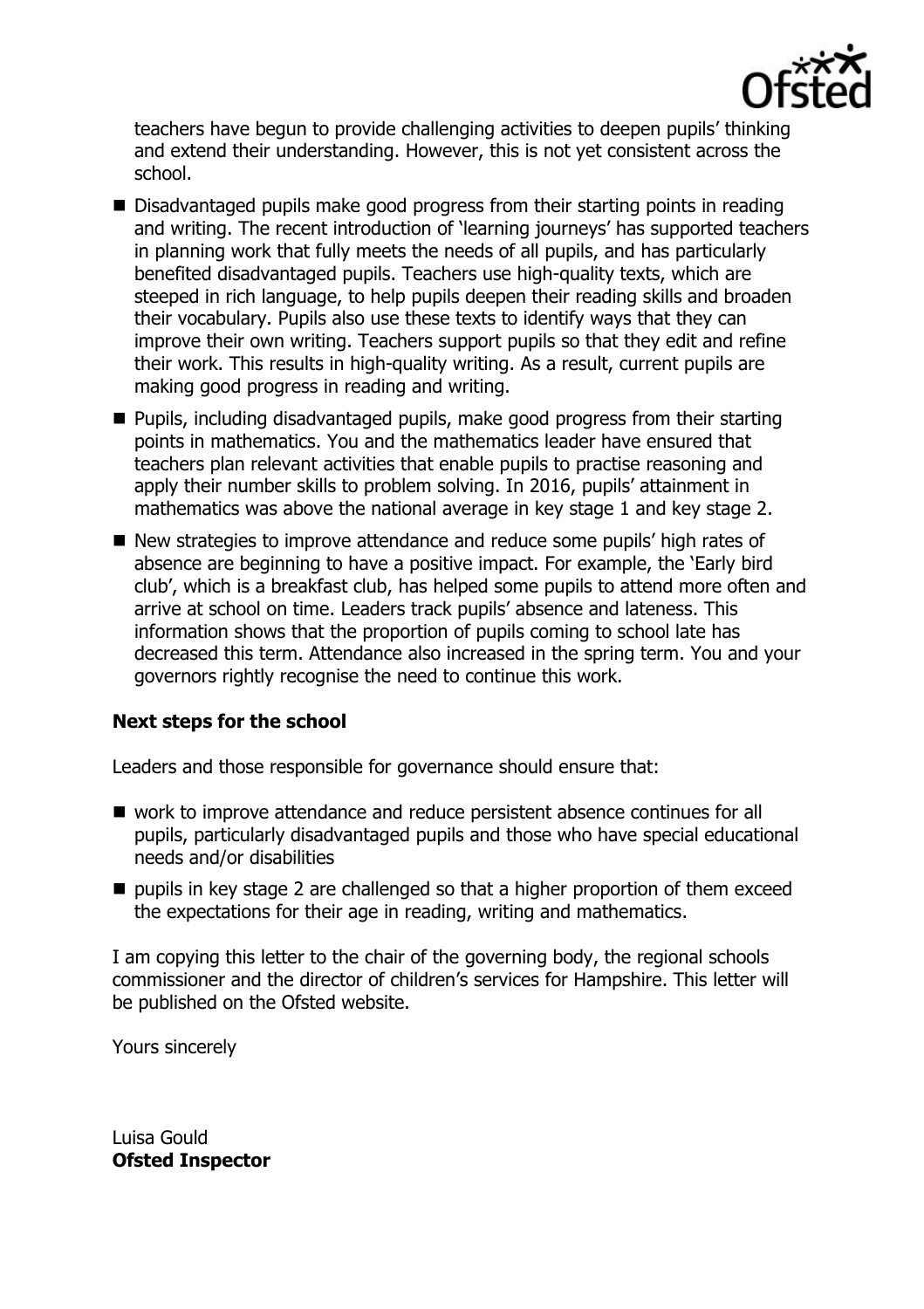teachers have begun to provide challenging activities to deepen pupils' thinking and extend their understanding. However, this is not yet consistent across the school.

- Disadvantaged pupils make good progress from their starting points in reading and writing. The recent introduction of 'learning journeys' has supported teachers in planning work that fully meets the needs of all pupils, and has particularly benefited disadvantaged pupils. Teachers use high-quality texts, which are steeped in rich language, to help pupils deepen their reading skills and broaden their vocabulary. Pupils also use these texts to identify ways that they can improve their own writing. Teachers support pupils so that they edit and refine their work. This results in high-quality writing. As a result, current pupils are making good progress in reading and writing.
- Pupils, including disadvantaged pupils, make good progress from their starting points in mathematics. You and the mathematics leader have ensured that teachers plan relevant activities that enable pupils to practise reasoning and apply their number skills to problem solving. In 2016, pupils' attainment in mathematics was above the national average in key stage 1 and key stage 2.
- New strategies to improve attendance and reduce some pupils' high rates of absence are beginning to have a positive impact. For example, the 'Early bird club', which is a breakfast club, has helped some pupils to attend more often and arrive at school on time. Leaders track pupils' absence and lateness. This information shows that the proportion of pupils coming to school late has decreased this term. Attendance also increased in the spring term. You and your governors rightly recognise the need to continue this work.

## Next steps for the school

Leaders and those responsible for governance should ensure that:

- work to improve attendance and reduce persistent absence continues for all pupils, particularly disadvantaged pupils and those who have special educational needs and/or disabilities
- pupils in key stage 2 are challenged so that a higher proportion of them exceed the expectations for their age in reading, writing and mathematics.

I am copying this letter to the chair of the governing body, the regional schools commissioner and the director of children's services for Hampshire. This letter will be published on the Ofsted website.

Yours sincerely

Luisa Gould
**Ofsted Inspector**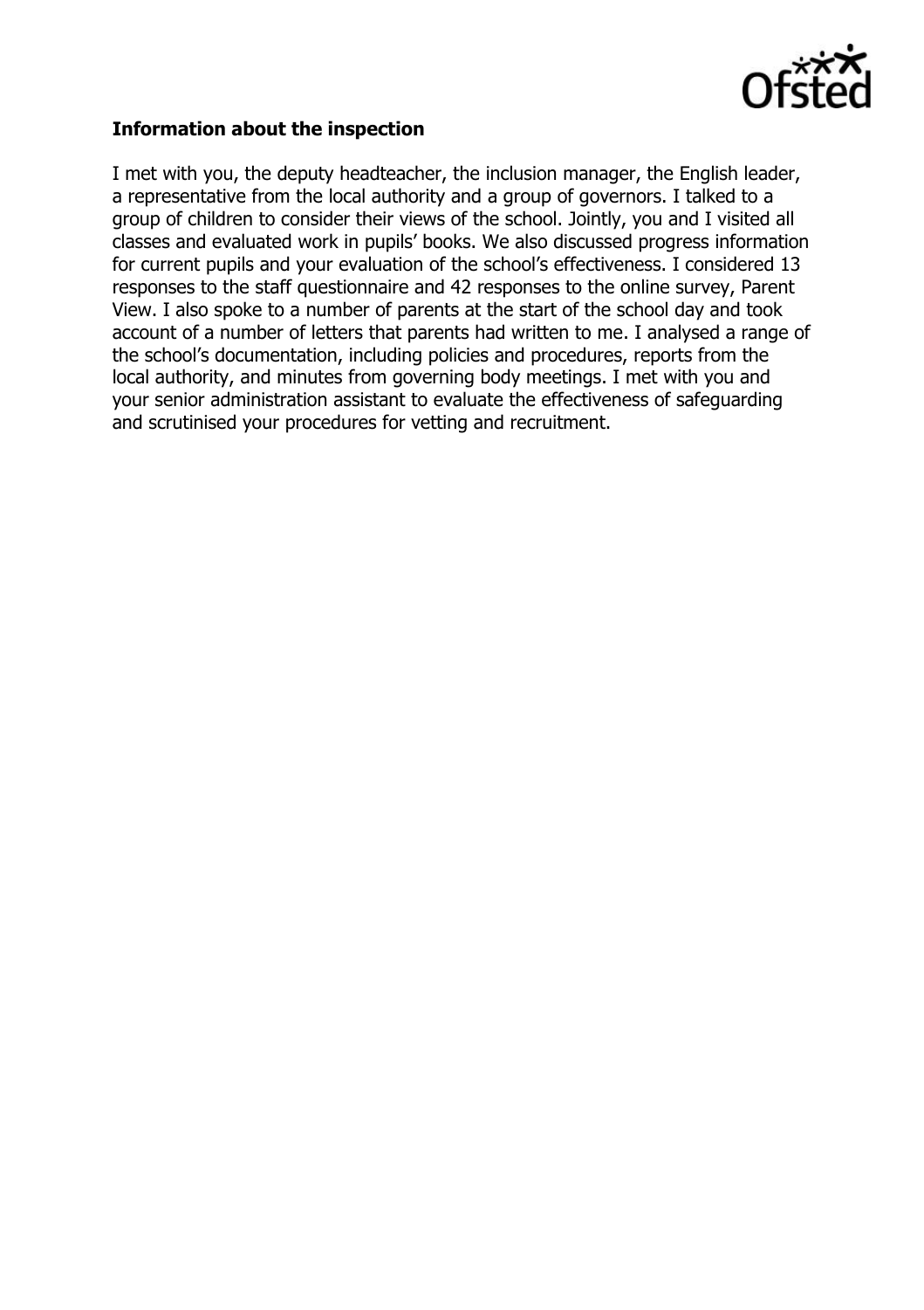**Information about the inspection**

I met with you, the deputy headteacher, the inclusion manager, the English leader, a representative from the local authority and a group of governors. I talked to a group of children to consider their views of the school. Jointly, you and I visited all classes and evaluated work in pupils' books. We also discussed progress information for current pupils and your evaluation of the school's effectiveness. I considered 13 responses to the staff questionnaire and 42 responses to the online survey, Parent View. I also spoke to a number of parents at the start of the school day and took account of a number of letters that parents had written to me. I analysed a range of the school's documentation, including policies and procedures, reports from the local authority, and minutes from governing body meetings. I met with you and your senior administration assistant to evaluate the effectiveness of safeguarding and scrutinised your procedures for vetting and recruitment.